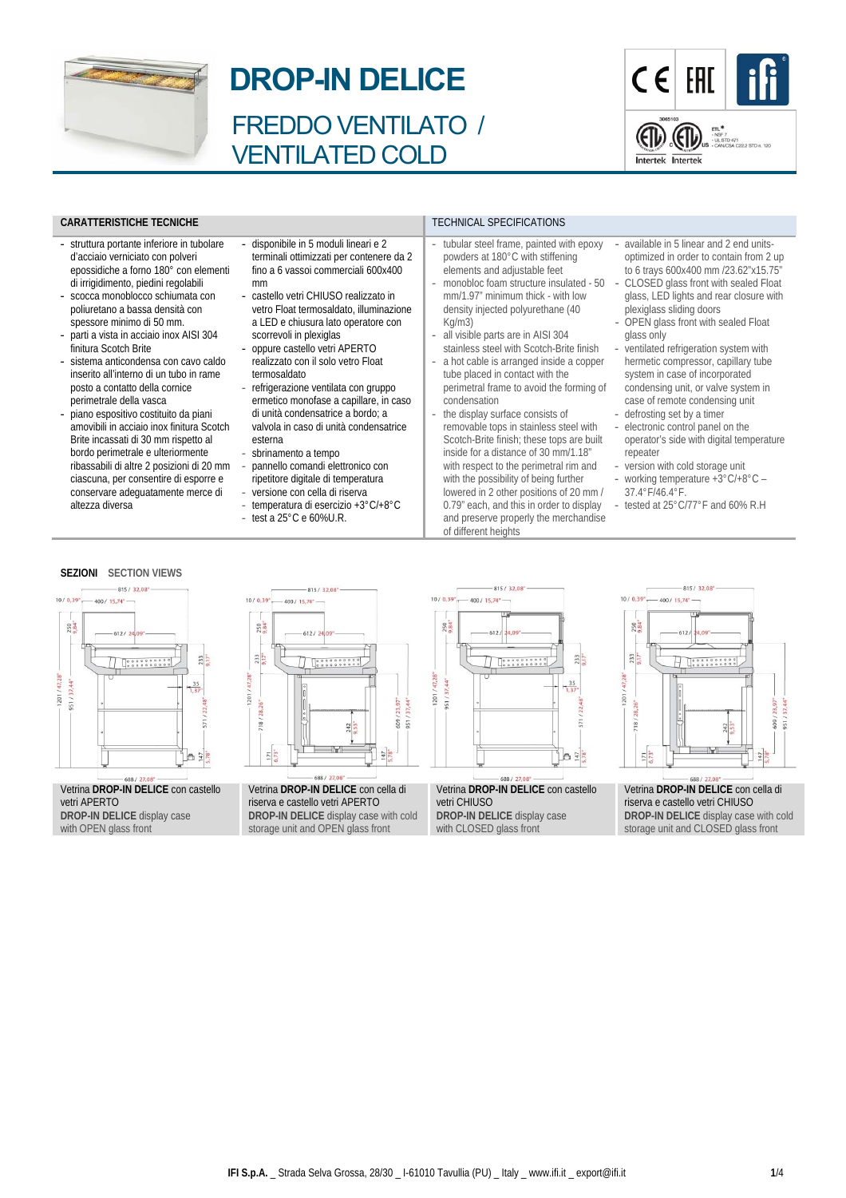# DROP-IN DELICE

## FREDDO VENTILATO / VENTILATED COLD

### CARATTERISTICHE TECNICHE

- struttura portante inferiore in tubolare d'acciaio verniciato con polveri epossidiche a forno 180° con elementi di irrigidimento, piedini regolabili
- scocca monoblocco schiumata con poliuretano a bassa densità con spessore minimo di 50 mm.
- parti a vista in acciaio inox AISI 304 finitura Scotch Brite
- sistema anticondensa con cavo caldo inserito all'interno di un tubo in rame posto a contatto della cornice perimetrale della vasca
- piano espositivo costituito da piani amovibili in acciaio inox finitura Scotch Brite incassati di 30 mm rispetto al bordo perimetrale e ulteriormente ribassabili di altre 2 posizioni di 20 mm ciascuna, per consentire di esporre e conservare adeguatamente merce di altezza diversa
- disponibile in 5 moduli lineari e 2 terminali ottimizzati per contenere da 2 fino a 6 vassoi commerciali 600x400 mm
- castello vetri CHIUSO realizzato in vetro Float termosaldato, illuminazione a LED e chiusura lato operatore con scorrevoli in plexiglas
- oppure castello vetri APERTO realizzato con il solo vetro Float termosaldato
- refrigerazione ventilata con gruppo ermetico monofase a capillare, in caso di unità condensatrice a bordo; a valvola in caso di unità condensatrice esterna
- sbrinamento a tempo
- pannello comandi elettronico con ripetitore digitale di temperatura
- versione con cella di riserva
- temperatura di esercizio +3°C/+8°C
- test a 25°C e 60%U.R.

### TECHNICAL SPECIFICATIONS

- tubular steel frame, painted with epoxy powders at 180°C with stiffening elements and adjustable feet
- monobloc foam structure insulated - 50 mm/1.97" minimum thick - with low density injected polyurethane (40 Kg/m3)
- all visible parts are in AISI 304 stainless steel with Scotch-Brite finish
- a hot cable is arranged inside a copper tube placed in contact with the perimetral frame to avoid the forming of condensation
- the display surface consists of removable tops in stainless steel with Scotch-Brite finish; these tops are built inside for a distance of 30 mm/1.18" with respect to the perimetral rim and with the possibility of being further lowered in 2 other positions of 20 mm / 0.79" each, and this in order to display and preserve properly the merchandise of different heights
- available in 5 linear and 2 end units-optimized in order to contain from 2 up to 6 trays 600x400 mm /23.62"x15.75"
- CLOSED glass front with sealed Float glass, LED lights and rear closure with plexiglass sliding doors
- OPEN glass front with sealed Float glass only
- ventilated refrigeration system with hermetic compressor, capillary tube system in case of incorporated condensing unit, or valve system in case of remote condensing unit
- defrosting set by a timer
- electronic control panel on the operator's side with digital temperature repeater
- version with cold storage unit
- working temperature +3°C/+8°C – 37.4°F/46.4°F.
- tested at 25°C/77°F and 60% R.H

### SEZIONI SECTION VIEWS

Vetrina **DROP-IN DELICE** con castello vetri APERTO
**DROP-IN DELICE** display case with OPEN glass front

Vetrina **DROP-IN DELICE** con cella di riserva e castello vetri APERTO
**DROP-IN DELICE** display case with cold storage unit and OPEN glass front

Vetrina **DROP-IN DELICE** con castello vetri CHIUSO
**DROP-IN DELICE** display case with CLOSED glass front

Vetrina **DROP-IN DELICE** con cella di riserva e castello vetri CHIUSO
**DROP-IN DELICE** display case with cold storage unit and CLOSED glass front

IFI S.p.A. _ Strada Selva Grossa, 28/30 _ I-61010 Tavullia (PU) _ Italy _ www.ifi.it _ export@ifi.it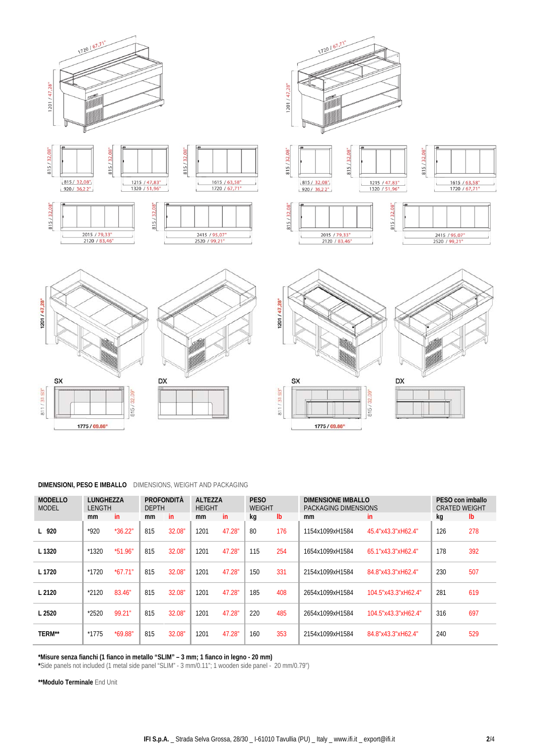**DIMENSIONI, PESO E IMBALLO** DIMENSIONS, WEIGHT AND PACKAGING

| MODELLO MODEL | LUNGHEZZA LENGTH | | PROFONDITÀ DEPTH | | ALTEZZA HEIGHT | | PESO WEIGHT | | DIMENSIONE IMBALLO PACKAGING DIMENSIONS | | PESO con imballo CRATED WEIGHT | |
|---|---|---|---|---|---|---|---|---|---|---|---|---|
| | mm | in | mm | in | mm | in | kg | lb | mm | in | kg | lb |
| L 920 | *920 | *36.22" | 815 | 32.08" | 1201 | 47.28" | 80 | 176 | 1154x1099xH1584 | 45.4"x43.3"xH62.4" | 126 | 278 |
| L 1320 | *1320 | *51.96" | 815 | 32.08" | 1201 | 47.28" | 115 | 254 | 1654x1099xH1584 | 65.1"x43.3"xH62.4" | 178 | 392 |
| L 1720 | *1720 | *67.71" | 815 | 32.08" | 1201 | 47.28" | 150 | 331 | 2154x1099xH1584 | 84.8"x43.3"xH62.4" | 230 | 507 |
| L 2120 | *2120 | 83.46" | 815 | 32.08" | 1201 | 47.28" | 185 | 408 | 2654x1099xH1584 | 104.5"x43.3"xH62.4" | 281 | 619 |
| L 2520 | *2520 | 99.21" | 815 | 32.08" | 1201 | 47.28" | 220 | 485 | 2654x1099xH1584 | 104.5"x43.3"xH62.4" | 316 | 697 |
| TERM** | *1775 | *69.88" | 815 | 32.08" | 1201 | 47.28" | 160 | 353 | 2154x1099xH1584 | 84.8"x43.3"xH62.4" | 240 | 529 |

**\*Misure senza fianchi (1 fianco in metallo "SLIM" – 3 mm; 1 fianco in legno - 20 mm)**
**\***Side panels not included (1 metal side panel "SLIM" - 3 mm/0.11"; 1 wooden side panel - 20 mm/0.79")

**\*\*Modulo Terminale** End Unit

**IFI S.p.A.** _ Strada Selva Grossa, 28/30 _ I-61010 Tavullia (PU) _ Italy _ www.ifi.it _ export@ifi.it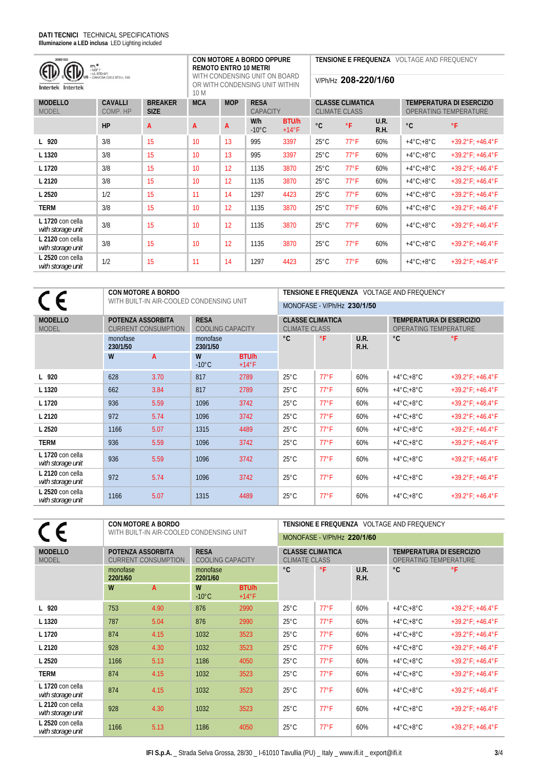**DATI TECNICI** TECHNICAL SPECIFICATIONS
**Illuminazione a LED inclusa** LED Lighting included

| ETL / Intertek (3065103; NSF 7, UL STD 471, CAN/CSA C22.2 STD n. 120) | | | **CON MOTORE A BORDO OPPURE REMOTO ENTRO 10 METRI** WITH CONDENSING UNIT ON BOARD OR WITH CONDENSING UNIT WITHIN 10 M | | | | **TENSIONE E FREQUENZA** VOLTAGE AND FREQUENCY — V/Ph/Hz **208-220/1/60** | | | | |
|---|---|---|---|---|---|---|---|---|---|---|---|
| **MODELLO** MODEL | **CAVALLI** COMP. HP | **BREAKER SIZE** | **MCA** | **MOP** | **RESA** CAPACITY | | **CLASSE CLIMATICA** CLIMATE CLASS | | | **TEMPERATURA DI ESERCIZIO** OPERATING TEMPERATURE | |
| | **HP** | **A** | **A** | **A** | **W/h** -10°C | **BTU/h** +14°F | **°C** | **°F** | **U.R. R.H.** | **°C** | **°F** |
| **L 920** | 3/8 | 15 | 10 | 13 | 995 | 3397 | 25°C | 77°F | 60% | +4°C;+8°C | +39.2°F; +46.4°F |
| **L 1320** | 3/8 | 15 | 10 | 13 | 995 | 3397 | 25°C | 77°F | 60% | +4°C;+8°C | +39.2°F; +46.4°F |
| **L 1720** | 3/8 | 15 | 10 | 12 | 1135 | 3870 | 25°C | 77°F | 60% | +4°C;+8°C | +39.2°F; +46.4°F |
| **L 2120** | 3/8 | 15 | 10 | 12 | 1135 | 3870 | 25°C | 77°F | 60% | +4°C;+8°C | +39.2°F; +46.4°F |
| **L 2520** | 1/2 | 15 | 11 | 14 | 1297 | 4423 | 25°C | 77°F | 60% | +4°C;+8°C | +39.2°F; +46.4°F |
| **TERM** | 3/8 | 15 | 10 | 12 | 1135 | 3870 | 25°C | 77°F | 60% | +4°C;+8°C | +39.2°F; +46.4°F |
| **L 1720** con cella *with storage unit* | 3/8 | 15 | 10 | 12 | 1135 | 3870 | 25°C | 77°F | 60% | +4°C;+8°C | +39.2°F; +46.4°F |
| **L 2120** con cella *with storage unit* | 3/8 | 15 | 10 | 12 | 1135 | 3870 | 25°C | 77°F | 60% | +4°C;+8°C | +39.2°F; +46.4°F |
| **L 2520** con cella *with storage unit* | 1/2 | 15 | 11 | 14 | 1297 | 4423 | 25°C | 77°F | 60% | +4°C;+8°C | +39.2°F; +46.4°F |

| CE | **CON MOTORE A BORDO** WITH BUILT-IN AIR-COOLED CONDENSING UNIT | | | | **TENSIONE E FREQUENZA** VOLTAGE AND FREQUENCY — MONOFASE - V/Ph/Hz **230/1/50** | | | | |
|---|---|---|---|---|---|---|---|---|---|
| **MODELLO** MODEL | **POTENZA ASSORBITA** CURRENT CONSUMPTION | | **RESA** COOLING CAPACITY | | **CLASSE CLIMATICA** CLIMATE CLASS | | | **TEMPERATURA DI ESERCIZIO** OPERATING TEMPERATURE | |
| | monofase 230/1/50 | | monofase 230/1/50 | | **°C** | **°F** | **U.R. R.H.** | **°C** | **°F** |
| | **W** | **A** | **W** -10°C | **BTU/h** +14°F | | | | | |
| **L 920** | 628 | 3.70 | 817 | 2789 | 25°C | 77°F | 60% | +4°C;+8°C | +39.2°F; +46.4°F |
| **L 1320** | 662 | 3.84 | 817 | 2789 | 25°C | 77°F | 60% | +4°C;+8°C | +39.2°F; +46.4°F |
| **L 1720** | 936 | 5.59 | 1096 | 3742 | 25°C | 77°F | 60% | +4°C;+8°C | +39.2°F; +46.4°F |
| **L 2120** | 972 | 5.74 | 1096 | 3742 | 25°C | 77°F | 60% | +4°C;+8°C | +39.2°F; +46.4°F |
| **L 2520** | 1166 | 5.07 | 1315 | 4489 | 25°C | 77°F | 60% | +4°C;+8°C | +39.2°F; +46.4°F |
| **TERM** | 936 | 5.59 | 1096 | 3742 | 25°C | 77°F | 60% | +4°C;+8°C | +39.2°F; +46.4°F |
| **L 1720** con cella *with storage unit* | 936 | 5.59 | 1096 | 3742 | 25°C | 77°F | 60% | +4°C;+8°C | +39.2°F; +46.4°F |
| **L 2120** con cella *with storage unit* | 972 | 5.74 | 1096 | 3742 | 25°C | 77°F | 60% | +4°C;+8°C | +39.2°F; +46.4°F |
| **L 2520** con cella *with storage unit* | 1166 | 5.07 | 1315 | 4489 | 25°C | 77°F | 60% | +4°C;+8°C | +39.2°F; +46.4°F |

| CE | **CON MOTORE A BORDO** WITH BUILT-IN AIR-COOLED CONDENSING UNIT | | | | **TENSIONE E FREQUENZA** VOLTAGE AND FREQUENCY — MONOFASE - V/Ph/Hz **220/1/60** | | | | |
|---|---|---|---|---|---|---|---|---|---|
| **MODELLO** MODEL | **POTENZA ASSORBITA** CURRENT CONSUMPTION | | **RESA** COOLING CAPACITY | | **CLASSE CLIMATICA** CLIMATE CLASS | | | **TEMPERATURA DI ESERCIZIO** OPERATING TEMPERATURE | |
| | monofase 220/1/60 | | monofase 220/1/60 | | **°C** | **°F** | **U.R. R.H.** | **°C** | **°F** |
| | **W** | **A** | **W** -10°C | **BTU/h** +14°F | | | | | |
| **L 920** | 753 | 4.90 | 876 | 2990 | 25°C | 77°F | 60% | +4°C;+8°C | +39.2°F; +46.4°F |
| **L 1320** | 787 | 5.04 | 876 | 2990 | 25°C | 77°F | 60% | +4°C;+8°C | +39.2°F; +46.4°F |
| **L 1720** | 874 | 4.15 | 1032 | 3523 | 25°C | 77°F | 60% | +4°C;+8°C | +39.2°F; +46.4°F |
| **L 2120** | 928 | 4.30 | 1032 | 3523 | 25°C | 77°F | 60% | +4°C;+8°C | +39.2°F; +46.4°F |
| **L 2520** | 1166 | 5.13 | 1186 | 4050 | 25°C | 77°F | 60% | +4°C;+8°C | +39.2°F; +46.4°F |
| **TERM** | 874 | 4.15 | 1032 | 3523 | 25°C | 77°F | 60% | +4°C;+8°C | +39.2°F; +46.4°F |
| **L 1720** con cella *with storage unit* | 874 | 4.15 | 1032 | 3523 | 25°C | 77°F | 60% | +4°C;+8°C | +39.2°F; +46.4°F |
| **L 2120** con cella *with storage unit* | 928 | 4.30 | 1032 | 3523 | 25°C | 77°F | 60% | +4°C;+8°C | +39.2°F; +46.4°F |
| **L 2520** con cella *with storage unit* | 1166 | 5.13 | 1186 | 4050 | 25°C | 77°F | 60% | +4°C;+8°C | +39.2°F; +46.4°F |

**IFI S.p.A.** _ Strada Selva Grossa, 28/30 _ I-61010 Tavullia (PU) _ Italy _ www.ifi.it _ export@ifi.it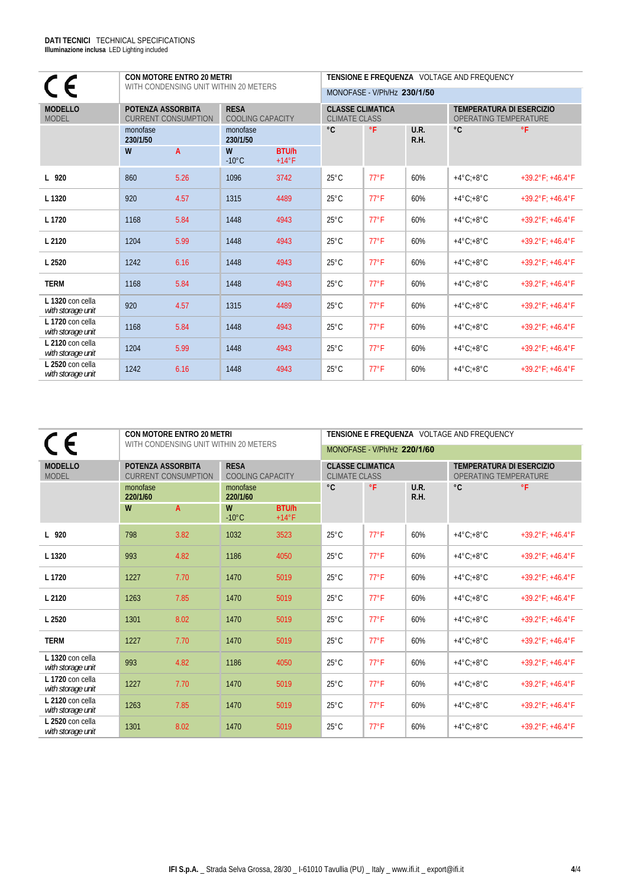**DATI TECNICI** TECHNICAL SPECIFICATIONS
**Illuminazione inclusa** LED Lighting included

| CE | CON MOTORE ENTRO 20 METRI WITH CONDENSING UNIT WITHIN 20 METERS | | | | TENSIONE E FREQUENZA VOLTAGE AND FREQUENCY MONOFASE - V/Ph/Hz **230/1/50** | | | | |
|---|---|---|---|---|---|---|---|---|---|
| **MODELLO** MODEL | **POTENZA ASSORBITA** CURRENT CONSUMPTION | | **RESA** COOLING CAPACITY | | **CLASSE CLIMATICA** CLIMATE CLASS | | | **TEMPERATURA DI ESERCIZIO** OPERATING TEMPERATURE | |
| | monofase 230/1/50 | | monofase 230/1/50 | | °C | °F | U.R. R.H. | °C | °F |
| | W | A | W -10°C | BTU/h +14°F | | | | | |
| **L 920** | 860 | 5.26 | 1096 | 3742 | 25°C | 77°F | 60% | +4°C;+8°C | +39.2°F; +46.4°F |
| **L 1320** | 920 | 4.57 | 1315 | 4489 | 25°C | 77°F | 60% | +4°C;+8°C | +39.2°F; +46.4°F |
| **L 1720** | 1168 | 5.84 | 1448 | 4943 | 25°C | 77°F | 60% | +4°C;+8°C | +39.2°F; +46.4°F |
| **L 2120** | 1204 | 5.99 | 1448 | 4943 | 25°C | 77°F | 60% | +4°C;+8°C | +39.2°F; +46.4°F |
| **L 2520** | 1242 | 6.16 | 1448 | 4943 | 25°C | 77°F | 60% | +4°C;+8°C | +39.2°F; +46.4°F |
| **TERM** | 1168 | 5.84 | 1448 | 4943 | 25°C | 77°F | 60% | +4°C;+8°C | +39.2°F; +46.4°F |
| **L 1320** con cella *with storage unit* | 920 | 4.57 | 1315 | 4489 | 25°C | 77°F | 60% | +4°C;+8°C | +39.2°F; +46.4°F |
| **L 1720** con cella *with storage unit* | 1168 | 5.84 | 1448 | 4943 | 25°C | 77°F | 60% | +4°C;+8°C | +39.2°F; +46.4°F |
| **L 2120** con cella *with storage unit* | 1204 | 5.99 | 1448 | 4943 | 25°C | 77°F | 60% | +4°C;+8°C | +39.2°F; +46.4°F |
| **L 2520** con cella *with storage unit* | 1242 | 6.16 | 1448 | 4943 | 25°C | 77°F | 60% | +4°C;+8°C | +39.2°F; +46.4°F |

| CE | CON MOTORE ENTRO 20 METRI WITH CONDENSING UNIT WITHIN 20 METERS | | | | TENSIONE E FREQUENZA VOLTAGE AND FREQUENCY MONOFASE - V/Ph/Hz **220/1/60** | | | | |
|---|---|---|---|---|---|---|---|---|---|
| **MODELLO** MODEL | **POTENZA ASSORBITA** CURRENT CONSUMPTION | | **RESA** COOLING CAPACITY | | **CLASSE CLIMATICA** CLIMATE CLASS | | | **TEMPERATURA DI ESERCIZIO** OPERATING TEMPERATURE | |
| | monofase 220/1/60 | | monofase 220/1/60 | | °C | °F | U.R. R.H. | °C | °F |
| | W | A | W -10°C | BTU/h +14°F | | | | | |
| **L 920** | 798 | 3.82 | 1032 | 3523 | 25°C | 77°F | 60% | +4°C;+8°C | +39.2°F; +46.4°F |
| **L 1320** | 993 | 4.82 | 1186 | 4050 | 25°C | 77°F | 60% | +4°C;+8°C | +39.2°F; +46.4°F |
| **L 1720** | 1227 | 7.70 | 1470 | 5019 | 25°C | 77°F | 60% | +4°C;+8°C | +39.2°F; +46.4°F |
| **L 2120** | 1263 | 7.85 | 1470 | 5019 | 25°C | 77°F | 60% | +4°C;+8°C | +39.2°F; +46.4°F |
| **L 2520** | 1301 | 8.02 | 1470 | 5019 | 25°C | 77°F | 60% | +4°C;+8°C | +39.2°F; +46.4°F |
| **TERM** | 1227 | 7.70 | 1470 | 5019 | 25°C | 77°F | 60% | +4°C;+8°C | +39.2°F; +46.4°F |
| **L 1320** con cella *with storage unit* | 993 | 4.82 | 1186 | 4050 | 25°C | 77°F | 60% | +4°C;+8°C | +39.2°F; +46.4°F |
| **L 1720** con cella *with storage unit* | 1227 | 7.70 | 1470 | 5019 | 25°C | 77°F | 60% | +4°C;+8°C | +39.2°F; +46.4°F |
| **L 2120** con cella *with storage unit* | 1263 | 7.85 | 1470 | 5019 | 25°C | 77°F | 60% | +4°C;+8°C | +39.2°F; +46.4°F |
| **L 2520** con cella *with storage unit* | 1301 | 8.02 | 1470 | 5019 | 25°C | 77°F | 60% | +4°C;+8°C | +39.2°F; +46.4°F |

**IFI S.p.A.** _ Strada Selva Grossa, 28/30 _ I-61010 Tavullia (PU) _ Italy _ www.ifi.it _ export@ifi.it